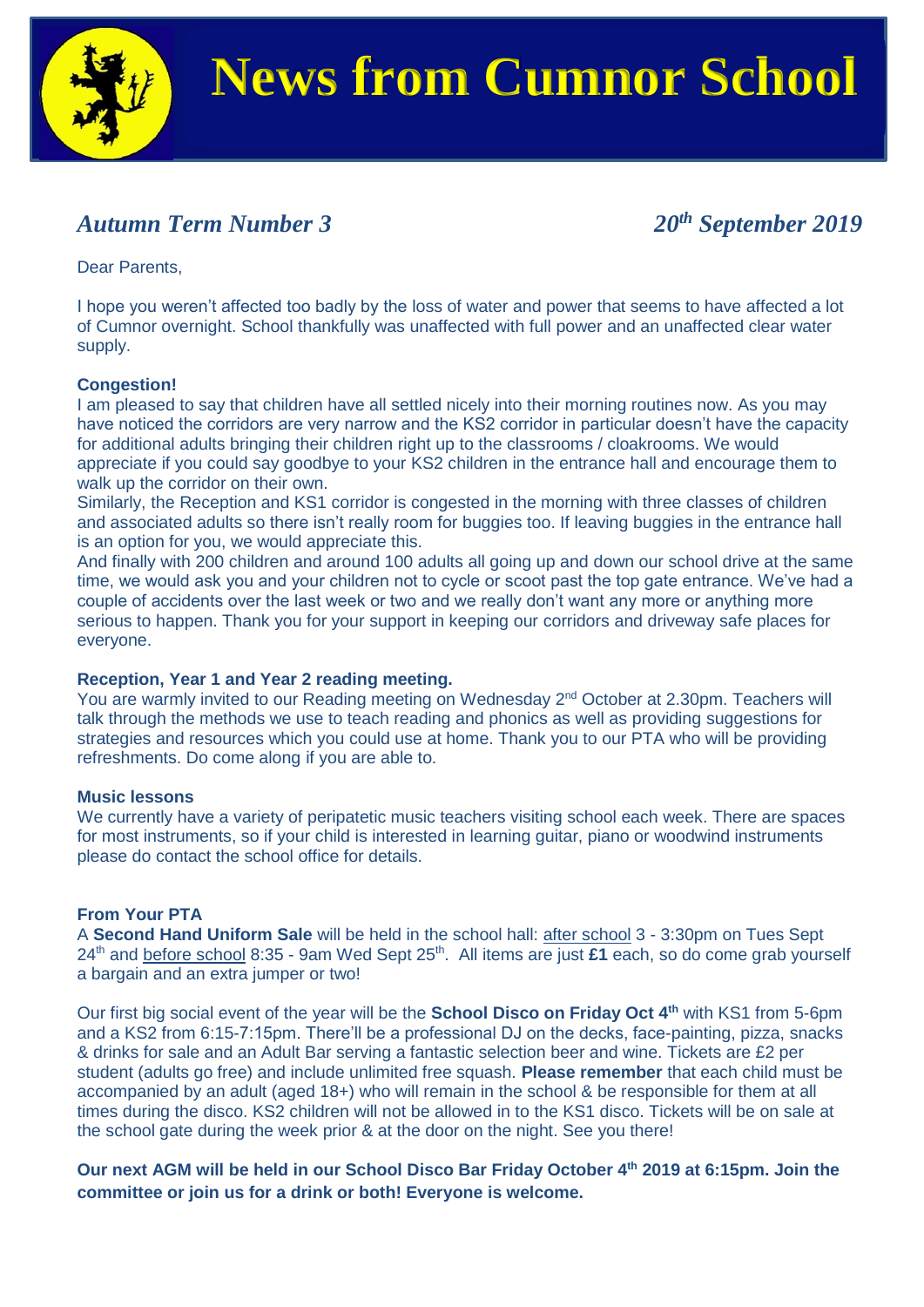# News from Cumnor School

## *Autumn Term Number 3* — *20th September 2019*

Dear Parents,

I hope you weren't affected too badly by the loss of water and power that seems to have affected a lot of Cumnor overnight. School thankfully was unaffected with full power and an unaffected clear water supply.

**Congestion!**

I am pleased to say that children have all settled nicely into their morning routines now. As you may have noticed the corridors are very narrow and the KS2 corridor in particular doesn't have the capacity for additional adults bringing their children right up to the classrooms / cloakrooms. We would appreciate if you could say goodbye to your KS2 children in the entrance hall and encourage them to walk up the corridor on their own.

Similarly, the Reception and KS1 corridor is congested in the morning with three classes of children and associated adults so there isn't really room for buggies too. If leaving buggies in the entrance hall is an option for you, we would appreciate this.

And finally with 200 children and around 100 adults all going up and down our school drive at the same time, we would ask you and your children not to cycle or scoot past the top gate entrance. We've had a couple of accidents over the last week or two and we really don't want any more or anything more serious to happen. Thank you for your support in keeping our corridors and driveway safe places for everyone.

**Reception, Year 1 and Year 2 reading meeting.**

You are warmly invited to our Reading meeting on Wednesday 2nd October at 2.30pm. Teachers will talk through the methods we use to teach reading and phonics as well as providing suggestions for strategies and resources which you could use at home. Thank you to our PTA who will be providing refreshments. Do come along if you are able to.

**Music lessons**

We currently have a variety of peripatetic music teachers visiting school each week. There are spaces for most instruments, so if your child is interested in learning guitar, piano or woodwind instruments please do contact the school office for details.

**From Your PTA**

A **Second Hand Uniform Sale** will be held in the school hall: after school 3 - 3:30pm on Tues Sept 24th and before school 8:35 - 9am Wed Sept 25th. All items are just **£1** each, so do come grab yourself a bargain and an extra jumper or two!

Our first big social event of the year will be the **School Disco on Friday Oct 4th** with KS1 from 5-6pm and a KS2 from 6:15-7:15pm. There'll be a professional DJ on the decks, face-painting, pizza, snacks & drinks for sale and an Adult Bar serving a fantastic selection beer and wine. Tickets are £2 per student (adults go free) and include unlimited free squash. **Please remember** that each child must be accompanied by an adult (aged 18+) who will remain in the school & be responsible for them at all times during the disco. KS2 children will not be allowed in to the KS1 disco. Tickets will be on sale at the school gate during the week prior & at the door on the night. See you there!

**Our next AGM will be held in our School Disco Bar Friday October 4th 2019 at 6:15pm. Join the committee or join us for a drink or both! Everyone is welcome.**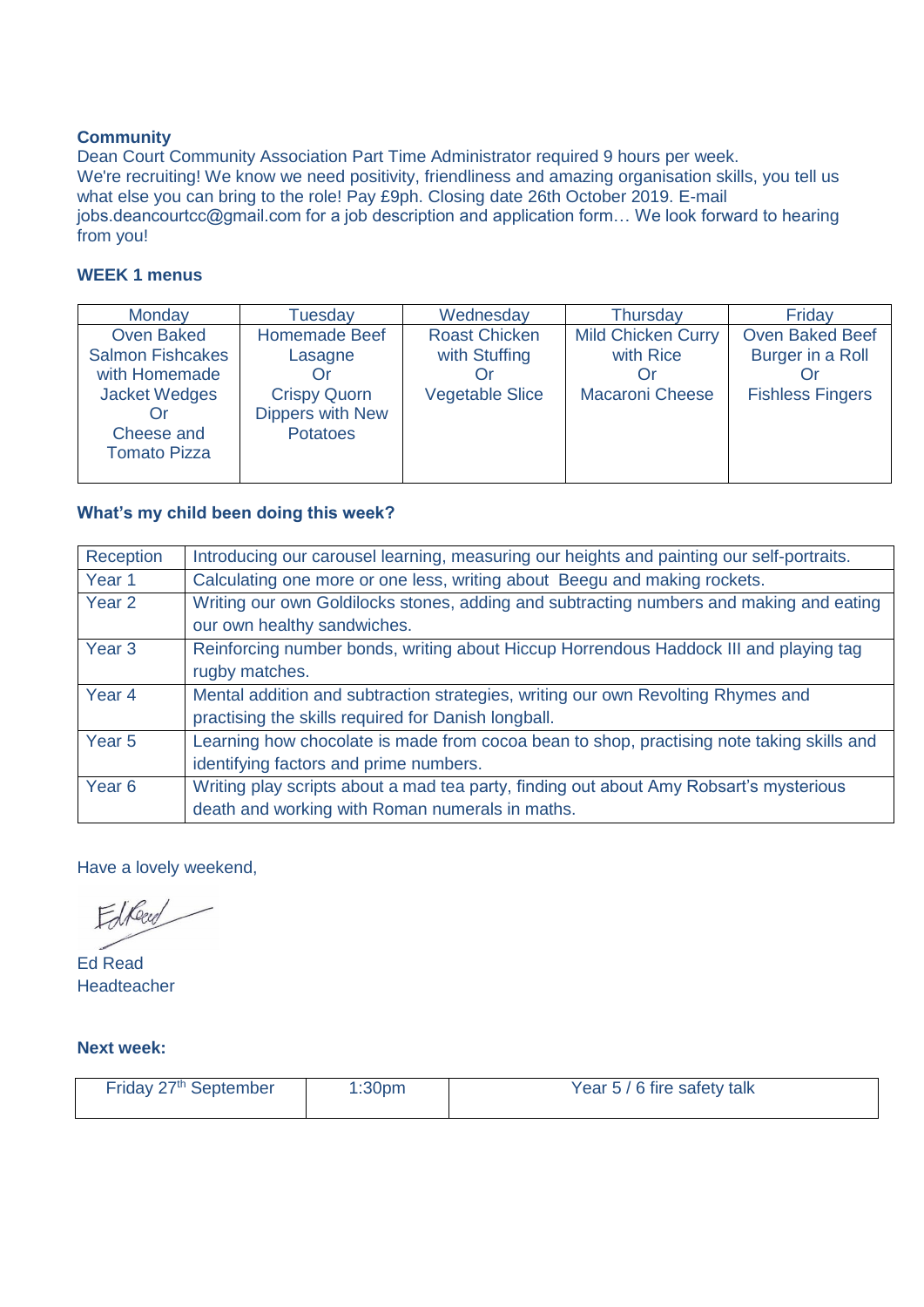**Community**

Dean Court Community Association Part Time Administrator required 9 hours per week.
We're recruiting! We know we need positivity, friendliness and amazing organisation skills, you tell us what else you can bring to the role! Pay £9ph. Closing date 26th October 2019. E-mail jobs.deancourtcc@gmail.com for a job description and application form… We look forward to hearing from you!

**WEEK 1 menus**

| Monday | Tuesday | Wednesday | Thursday | Friday |
|---|---|---|---|---|
| Oven Baked Salmon Fishcakes with Homemade Jacket Wedges Or Cheese and Tomato Pizza | Homemade Beef Lasagne Or Crispy Quorn Dippers with New Potatoes | Roast Chicken with Stuffing Or Vegetable Slice | Mild Chicken Curry with Rice Or Macaroni Cheese | Oven Baked Beef Burger in a Roll Or Fishless Fingers |

**What's my child been doing this week?**

| | |
|---|---|
| Reception | Introducing our carousel learning, measuring our heights and painting our self-portraits. |
| Year 1 | Calculating one more or one less, writing about Beegu and making rockets. |
| Year 2 | Writing our own Goldilocks stones, adding and subtracting numbers and making and eating our own healthy sandwiches. |
| Year 3 | Reinforcing number bonds, writing about Hiccup Horrendous Haddock III and playing tag rugby matches. |
| Year 4 | Mental addition and subtraction strategies, writing our own Revolting Rhymes and practising the skills required for Danish longball. |
| Year 5 | Learning how chocolate is made from cocoa bean to shop, practising note taking skills and identifying factors and prime numbers. |
| Year 6 | Writing play scripts about a mad tea party, finding out about Amy Robsart's mysterious death and working with Roman numerals in maths. |

Have a lovely weekend,

Ed Read
Headteacher

**Next week:**

| | | |
|---|---|---|
| Friday 27th September | 1:30pm | Year 5 / 6 fire safety talk |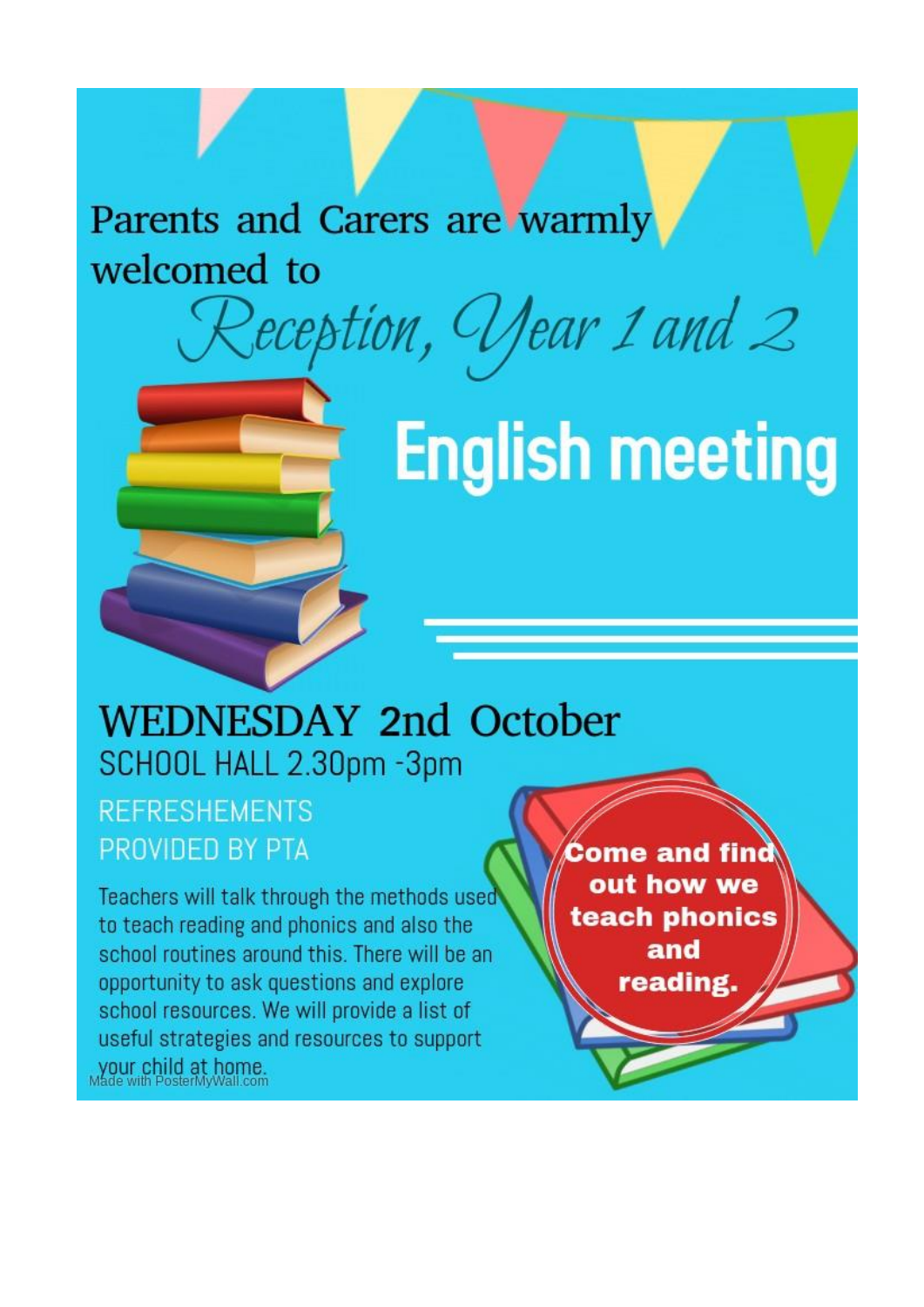Parents and Carers are warmly welcomed to

*Reception, Year 1 and 2*

# English meeting

## WEDNESDAY 2nd October

SCHOOL HALL 2.30pm -3pm

REFRESHEMENTS PROVIDED BY PTA

Teachers will talk through the methods used to teach reading and phonics and also the school routines around this. There will be an opportunity to ask questions and explore school resources. We will provide a list of useful strategies and resources to support your child at home.

**Come and find out how we teach phonics and reading.**

Made with PosterMyWall.com